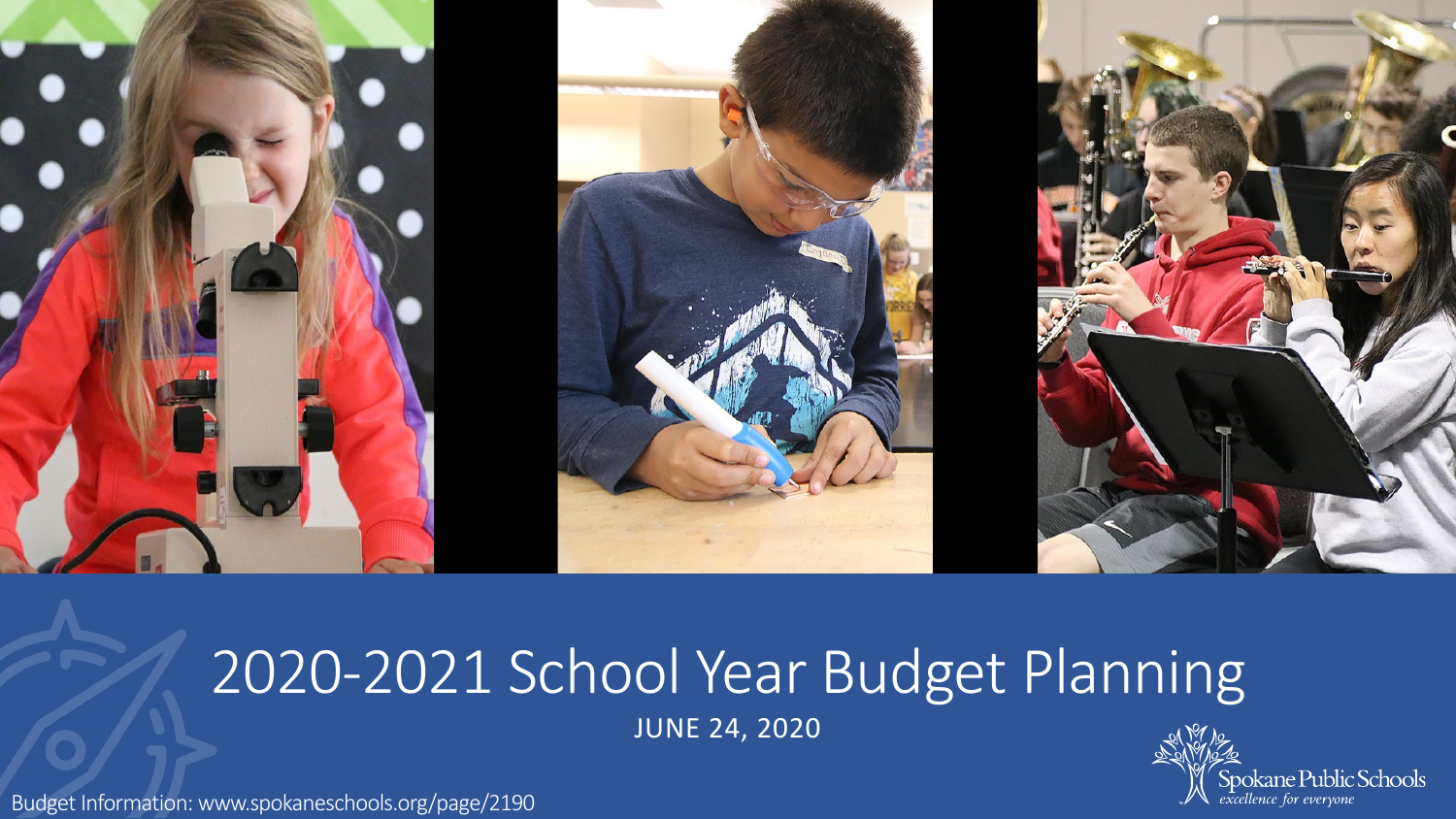# 2020-2021 School Year Budget Planning

JUNE 24, 2020

Spokane Public Schools
*excellence for everyone*

Budget Information: www.spokaneschools.org/page/2190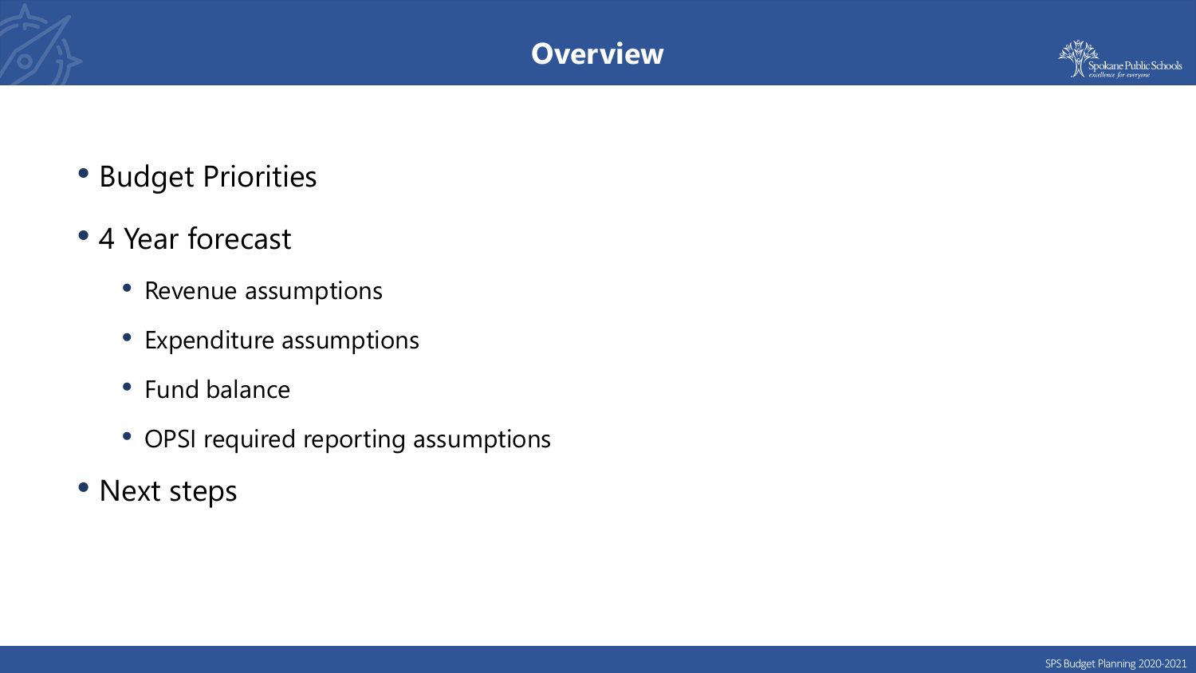# Overview

- Budget Priorities
- 4 Year forecast
  - Revenue assumptions
  - Expenditure assumptions
  - Fund balance
  - OPSI required reporting assumptions
- Next steps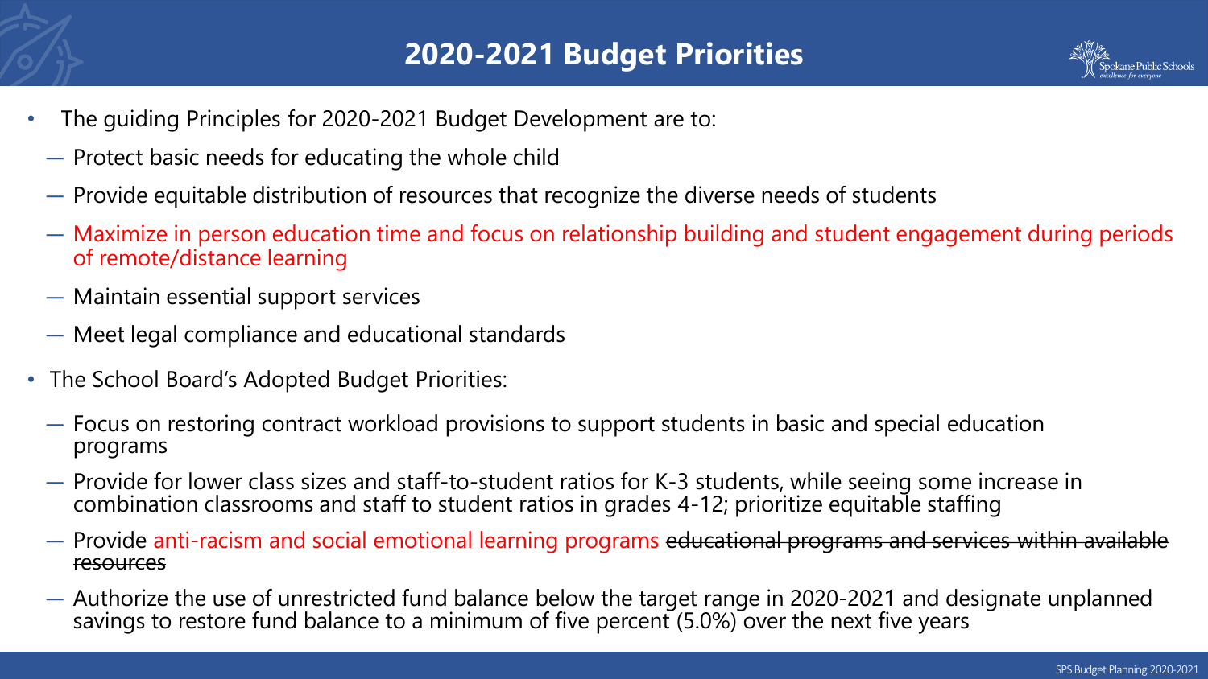# 2020-2021 Budget Priorities

- The guiding Principles for 2020-2021 Budget Development are to:
  - Protect basic needs for educating the whole child
  - Provide equitable distribution of resources that recognize the diverse needs of students
  - Maximize in person education time and focus on relationship building and student engagement during periods of remote/distance learning
  - Maintain essential support services
  - Meet legal compliance and educational standards
- The School Board's Adopted Budget Priorities:
  - Focus on restoring contract workload provisions to support students in basic and special education programs
  - Provide for lower class sizes and staff-to-student ratios for K-3 students, while seeing some increase in combination classrooms and staff to student ratios in grades 4-12; prioritize equitable staffing
  - Provide anti-racism and social emotional learning programs ~~educational programs and services within available resources~~
  - Authorize the use of unrestricted fund balance below the target range in 2020-2021 and designate unplanned savings to restore fund balance to a minimum of five percent (5.0%) over the next five years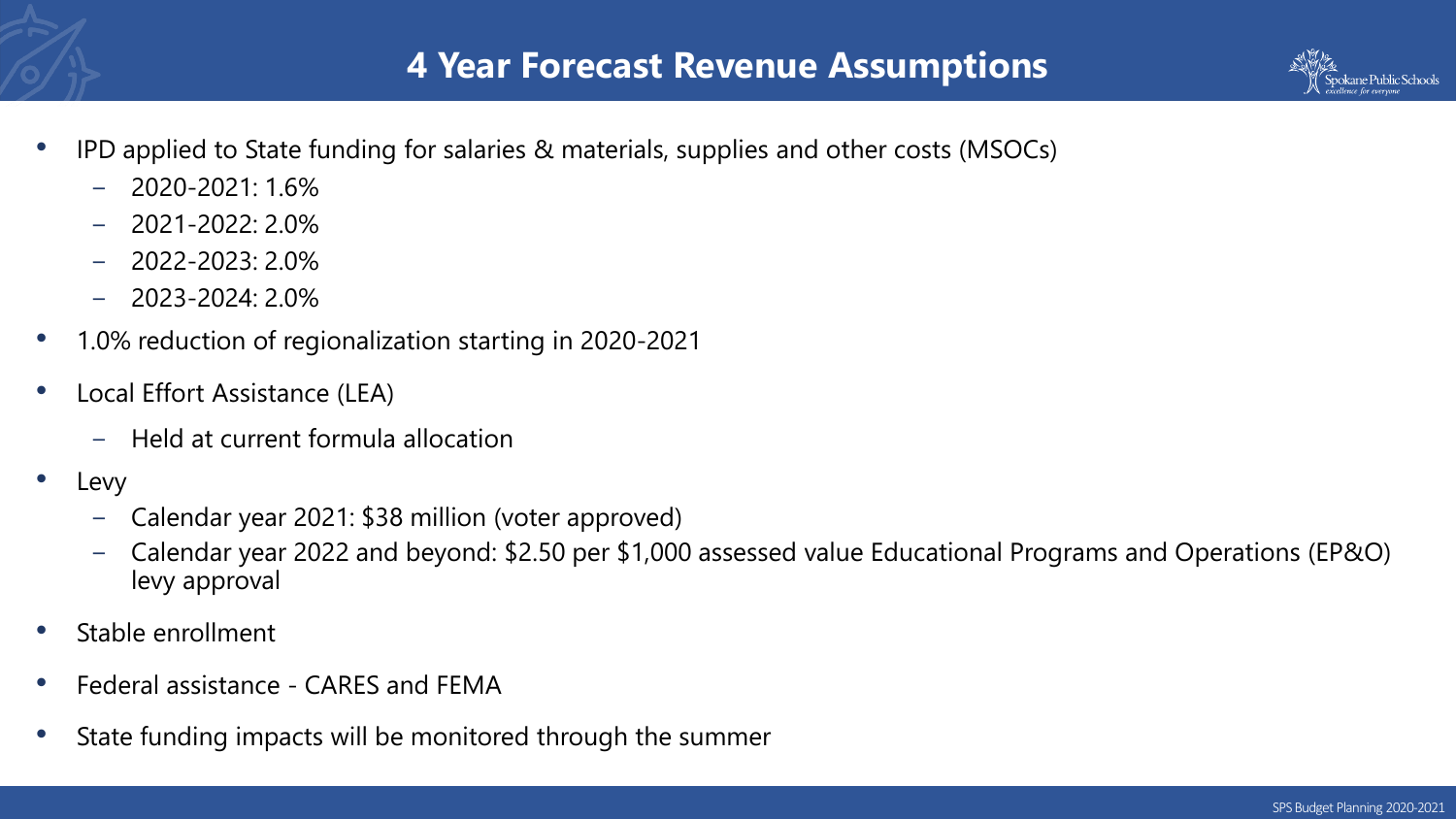# 4 Year Forecast Revenue Assumptions

- IPD applied to State funding for salaries & materials, supplies and other costs (MSOCs)
  - 2020-2021: 1.6%
  - 2021-2022: 2.0%
  - 2022-2023: 2.0%
  - 2023-2024: 2.0%
- 1.0% reduction of regionalization starting in 2020-2021
- Local Effort Assistance (LEA)
  - Held at current formula allocation
- Levy
  - Calendar year 2021: $38 million (voter approved)
  - Calendar year 2022 and beyond: $2.50 per $1,000 assessed value Educational Programs and Operations (EP&O) levy approval
- Stable enrollment
- Federal assistance - CARES and FEMA
- State funding impacts will be monitored through the summer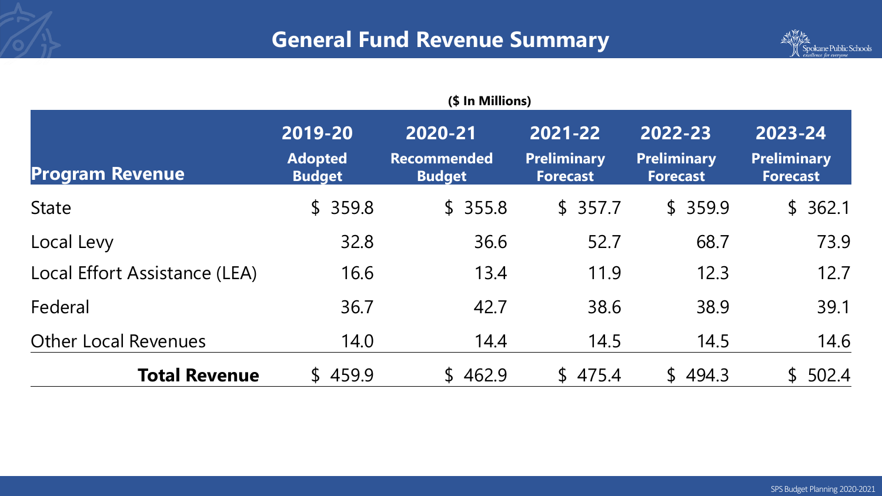# General Fund Revenue Summary

($ In Millions)

| Program Revenue | 2019-20 Adopted Budget | 2020-21 Recommended Budget | 2021-22 Preliminary Forecast | 2022-23 Preliminary Forecast | 2023-24 Preliminary Forecast |
|---|---|---|---|---|---|
| State | $ 359.8 | $ 355.8 | $ 357.7 | $ 359.9 | $ 362.1 |
| Local Levy | 32.8 | 36.6 | 52.7 | 68.7 | 73.9 |
| Local Effort Assistance (LEA) | 16.6 | 13.4 | 11.9 | 12.3 | 12.7 |
| Federal | 36.7 | 42.7 | 38.6 | 38.9 | 39.1 |
| Other Local Revenues | 14.0 | 14.4 | 14.5 | 14.5 | 14.6 |
| **Total Revenue** | $ 459.9 | $ 462.9 | $ 475.4 | $ 494.3 | $ 502.4 |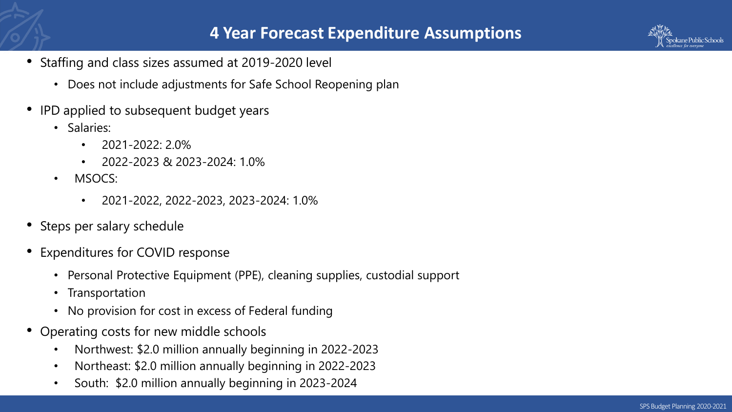# 4 Year Forecast Expenditure Assumptions

- Staffing and class sizes assumed at 2019-2020 level
  - Does not include adjustments for Safe School Reopening plan
- IPD applied to subsequent budget years
  - Salaries:
    - 2021-2022: 2.0%
    - 2022-2023 & 2023-2024: 1.0%
  - MSOCS:
    - 2021-2022, 2022-2023, 2023-2024: 1.0%
- Steps per salary schedule
- Expenditures for COVID response
  - Personal Protective Equipment (PPE), cleaning supplies, custodial support
  - Transportation
  - No provision for cost in excess of Federal funding
- Operating costs for new middle schools
  - Northwest: $2.0 million annually beginning in 2022-2023
  - Northeast: $2.0 million annually beginning in 2022-2023
  - South: $2.0 million annually beginning in 2023-2024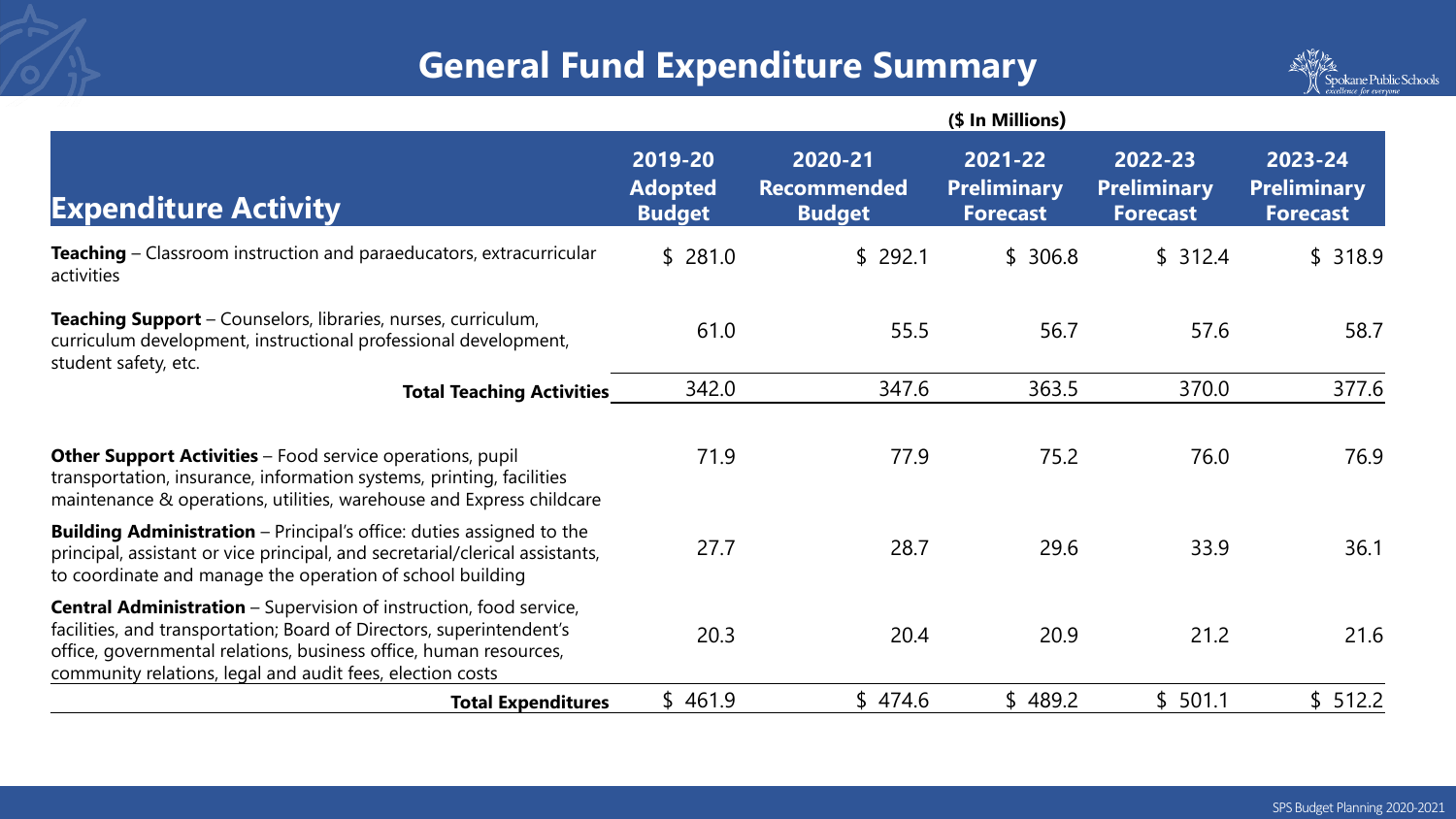# General Fund Expenditure Summary

($ In Millions)

| Expenditure Activity | 2019-20 Adopted Budget | 2020-21 Recommended Budget | 2021-22 Preliminary Forecast | 2022-23 Preliminary Forecast | 2023-24 Preliminary Forecast |
|---|---|---|---|---|---|
| **Teaching** – Classroom instruction and paraeducators, extracurricular activities | $ 281.0 | $ 292.1 | $ 306.8 | $ 312.4 | $ 318.9 |
| **Teaching Support** – Counselors, libraries, nurses, curriculum, curriculum development, instructional professional development, student safety, etc. | 61.0 | 55.5 | 56.7 | 57.6 | 58.7 |
| **Total Teaching Activities** | 342.0 | 347.6 | 363.5 | 370.0 | 377.6 |
| **Other Support Activities** – Food service operations, pupil transportation, insurance, information systems, printing, facilities maintenance & operations, utilities, warehouse and Express childcare | 71.9 | 77.9 | 75.2 | 76.0 | 76.9 |
| **Building Administration** – Principal's office: duties assigned to the principal, assistant or vice principal, and secretarial/clerical assistants, to coordinate and manage the operation of school building | 27.7 | 28.7 | 29.6 | 33.9 | 36.1 |
| **Central Administration** – Supervision of instruction, food service, facilities, and transportation; Board of Directors, superintendent's office, governmental relations, business office, human resources, community relations, legal and audit fees, election costs | 20.3 | 20.4 | 20.9 | 21.2 | 21.6 |
| **Total Expenditures** | $ 461.9 | $ 474.6 | $ 489.2 | $ 501.1 | $ 512.2 |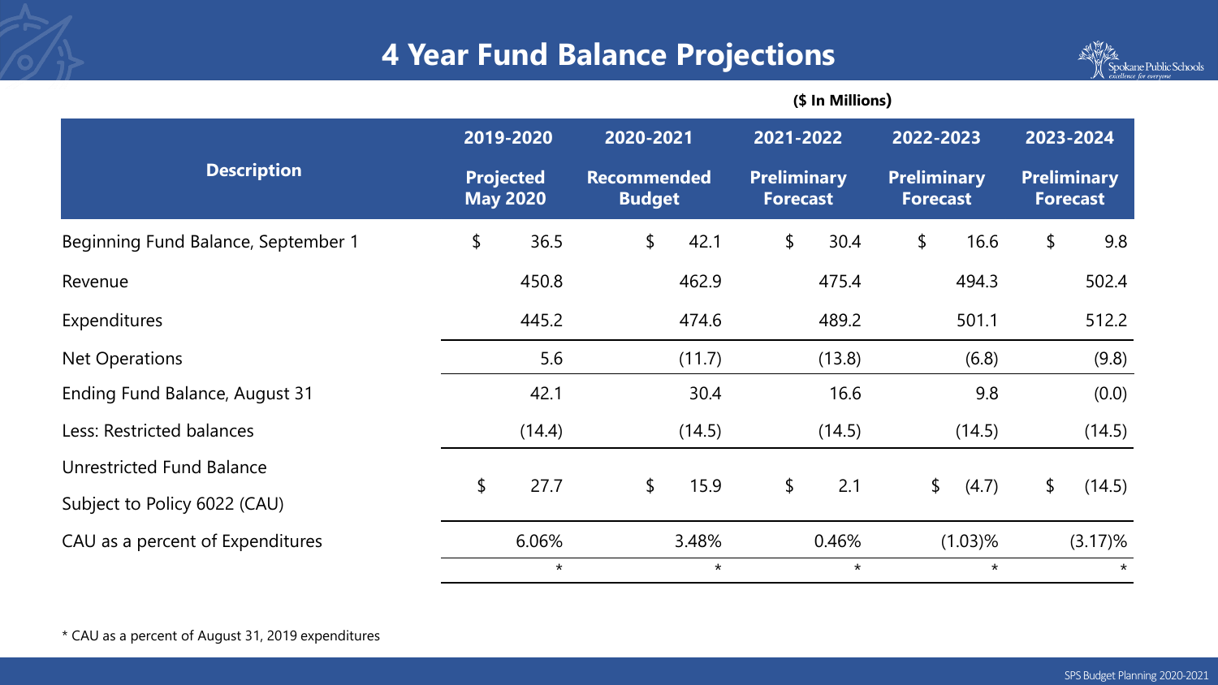# 4 Year Fund Balance Projections

($ In Millions)

| Description | 2019-2020 Projected May 2020 | 2020-2021 Recommended Budget | 2021-2022 Preliminary Forecast | 2022-2023 Preliminary Forecast | 2023-2024 Preliminary Forecast |
|---|---|---|---|---|---|
| Beginning Fund Balance, September 1 | $ 36.5 | $ 42.1 | $ 30.4 | $ 16.6 | $ 9.8 |
| Revenue | 450.8 | 462.9 | 475.4 | 494.3 | 502.4 |
| Expenditures | 445.2 | 474.6 | 489.2 | 501.1 | 512.2 |
| Net Operations | 5.6 | (11.7) | (13.8) | (6.8) | (9.8) |
| Ending Fund Balance, August 31 | 42.1 | 30.4 | 16.6 | 9.8 | (0.0) |
| Less: Restricted balances | (14.4) | (14.5) | (14.5) | (14.5) | (14.5) |
| Unrestricted Fund Balance Subject to Policy 6022 (CAU) | $ 27.7 | $ 15.9 | $ 2.1 | $ (4.7) | $ (14.5) |
| CAU as a percent of Expenditures | 6.06% | 3.48% | 0.46% | (1.03)% | (3.17)% |
| | * | * | * | * | * |

* CAU as a percent of August 31, 2019 expenditures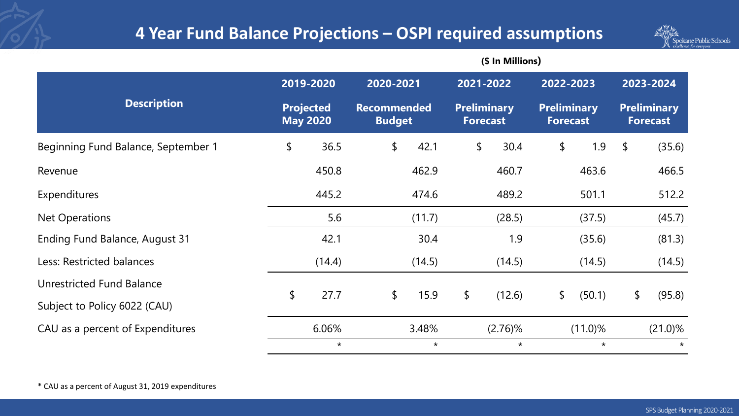# 4 Year Fund Balance Projections – OSPI required assumptions

**($ In Millions)**

| Description | 2019-2020 Projected May 2020 | 2020-2021 Recommended Budget | 2021-2022 Preliminary Forecast | 2022-2023 Preliminary Forecast | 2023-2024 Preliminary Forecast |
|---|---|---|---|---|---|
| Beginning Fund Balance, September 1 | $ 36.5 | $ 42.1 | $ 30.4 | $ 1.9 | $ (35.6) |
| Revenue | 450.8 | 462.9 | 460.7 | 463.6 | 466.5 |
| Expenditures | 445.2 | 474.6 | 489.2 | 501.1 | 512.2 |
| Net Operations | 5.6 | (11.7) | (28.5) | (37.5) | (45.7) |
| Ending Fund Balance, August 31 | 42.1 | 30.4 | 1.9 | (35.6) | (81.3) |
| Less: Restricted balances | (14.4) | (14.5) | (14.5) | (14.5) | (14.5) |
| Unrestricted Fund Balance Subject to Policy 6022 (CAU) | $ 27.7 | $ 15.9 | $ (12.6) | $ (50.1) | $ (95.8) |
| CAU as a percent of Expenditures | 6.06% | 3.48% | (2.76)% | (11.0)% | (21.0)% |
| | * | * | * | * | * |

* CAU as a percent of August 31, 2019 expenditures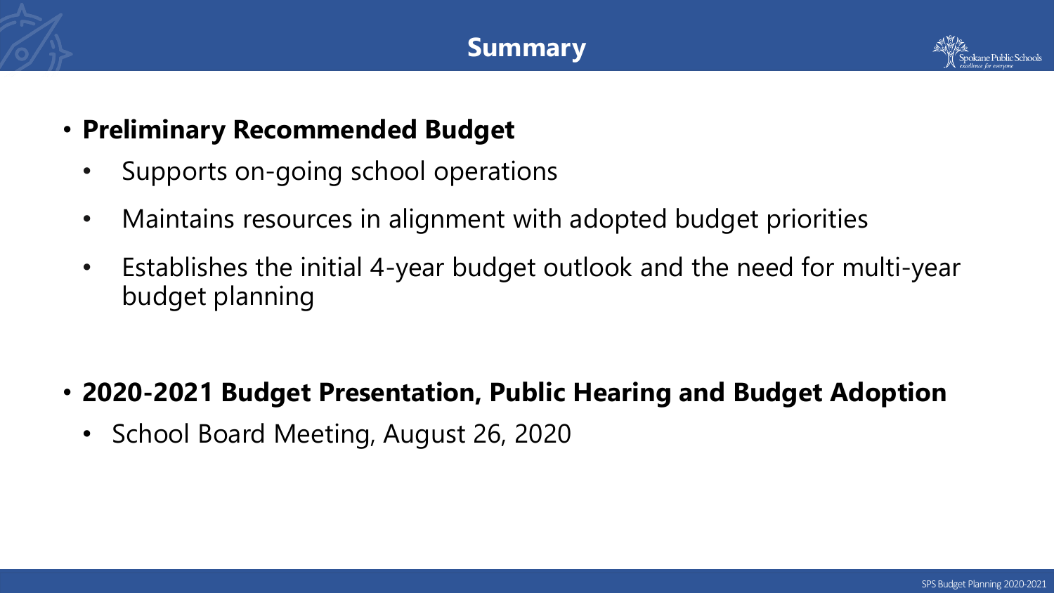# Summary

- **Preliminary Recommended Budget**
  - Supports on-going school operations
  - Maintains resources in alignment with adopted budget priorities
  - Establishes the initial 4-year budget outlook and the need for multi-year budget planning

- **2020-2021 Budget Presentation, Public Hearing and Budget Adoption**
  - School Board Meeting, August 26, 2020